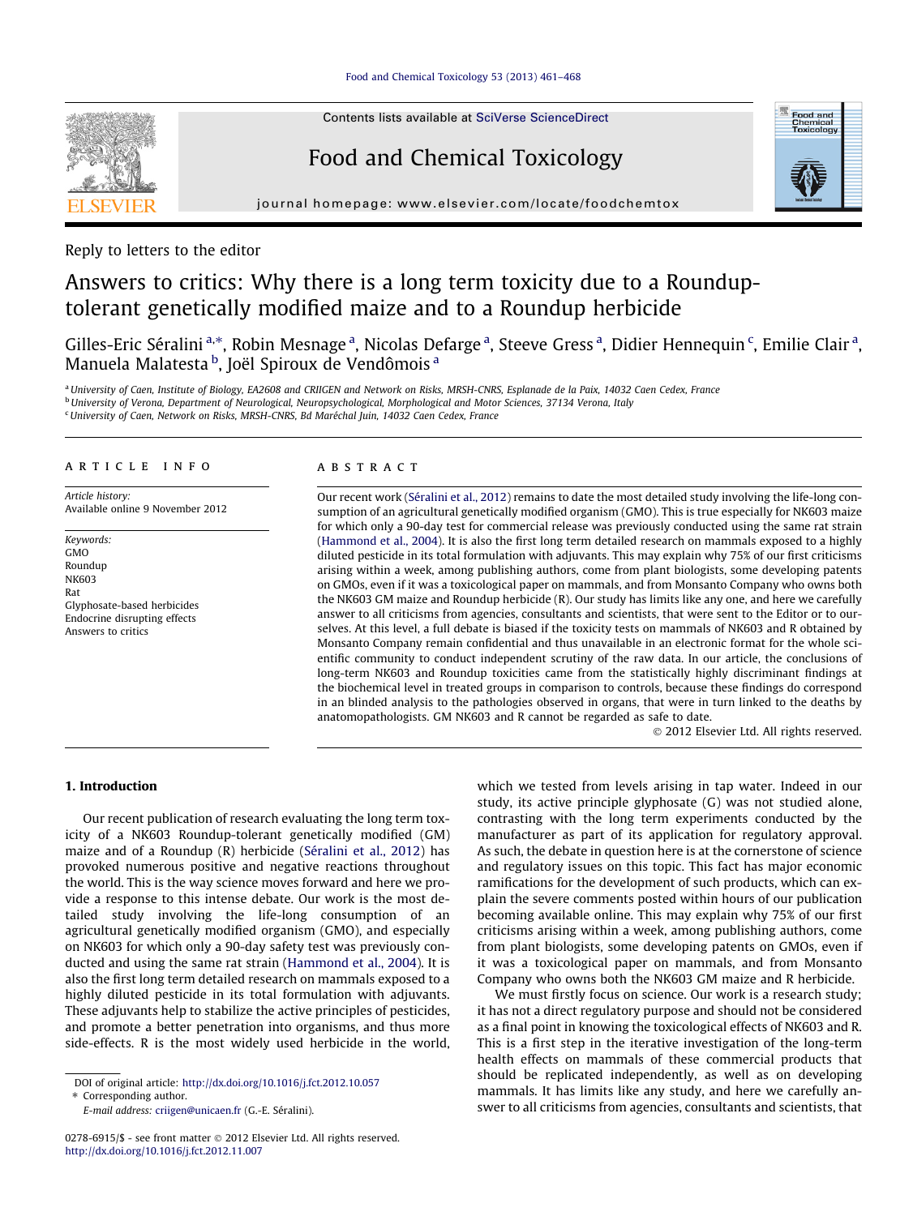Reply to letters to the editor

# Answers to critics: Why there is a long term toxicity due to a Roundup-tolerant genetically modified maize and to a Roundup herbicide

Gilles-Eric Séralini [a,*], Robin Mesnage [a], Nicolas Defarge [a], Steeve Gress [a], Didier Hennequin [c], Emilie Clair [a], Manuela Malatesta [b], Joël Spiroux de Vendômois [a]

[a] University of Caen, Institute of Biology, EA2608 and CRIIGEN and Network on Risks, MRSH-CNRS, Esplanade de la Paix, 14032 Caen Cedex, France

[b] University of Verona, Department of Neurological, Neuropsychological, Morphological and Motor Sciences, 37134 Verona, Italy

[c] University of Caen, Network on Risks, MRSH-CNRS, Bd Maréchal Juin, 14032 Caen Cedex, France

**ARTICLE INFO**

*Article history:*
Available online 9 November 2012

*Keywords:*
GMO
Roundup
NK603
Rat
Glyphosate-based herbicides
Endocrine disrupting effects
Answers to critics

**ABSTRACT**

Our recent work (Séralini et al., 2012) remains to date the most detailed study involving the life-long consumption of an agricultural genetically modified organism (GMO). This is true especially for NK603 maize for which only a 90-day test for commercial release was previously conducted using the same rat strain (Hammond et al., 2004). It is also the first long term detailed research on mammals exposed to a highly diluted pesticide in its total formulation with adjuvants. This may explain why 75% of our first criticisms arising within a week, among publishing authors, come from plant biologists, some developing patents on GMOs, even if it was a toxicological paper on mammals, and from Monsanto Company who owns both the NK603 GM maize and Roundup herbicide (R). Our study has limits like any one, and here we carefully answer to all criticisms from agencies, consultants and scientists, that were sent to the Editor or to ourselves. At this level, a full debate is biased if the toxicity tests on mammals of NK603 and R obtained by Monsanto Company remain confidential and thus unavailable in an electronic format for the whole scientific community to conduct independent scrutiny of the raw data. In our article, the conclusions of long-term NK603 and Roundup toxicities came from the statistically highly discriminant findings at the biochemical level in treated groups in comparison to controls, because these findings do correspond in an blinded analysis to the pathologies observed in organs, that were in turn linked to the deaths by anatomopathologists. GM NK603 and R cannot be regarded as safe to date.

© 2012 Elsevier Ltd. All rights reserved.

## 1. Introduction

Our recent publication of research evaluating the long term toxicity of a NK603 Roundup-tolerant genetically modified (GM) maize and of a Roundup (R) herbicide (Séralini et al., 2012) has provoked numerous positive and negative reactions throughout the world. This is the way science moves forward and here we provide a response to this intense debate. Our work is the most detailed study involving the life-long consumption of an agricultural genetically modified organism (GMO), and especially on NK603 for which only a 90-day safety test was previously conducted and using the same rat strain (Hammond et al., 2004). It is also the first long term detailed research on mammals exposed to a highly diluted pesticide in its total formulation with adjuvants. These adjuvants help to stabilize the active principles of pesticides, and promote a better penetration into organisms, and thus more side-effects. R is the most widely used herbicide in the world, which we tested from levels arising in tap water. Indeed in our study, its active principle glyphosate (G) was not studied alone, contrasting with the long term experiments conducted by the manufacturer as part of its application for regulatory approval. As such, the debate in question here is at the cornerstone of science and regulatory issues on this topic. This fact has major economic ramifications for the development of such products, which can explain the severe comments posted within hours of our publication becoming available online. This may explain why 75% of our first criticisms arising within a week, among publishing authors, come from plant biologists, some developing patents on GMOs, even if it was a toxicological paper on mammals, and from Monsanto Company who owns both the NK603 GM maize and R herbicide.

We must firstly focus on science. Our work is a research study; it has not a direct regulatory purpose and should not be considered as a final point in knowing the toxicological effects of NK603 and R. This is a first step in the iterative investigation of the long-term health effects on mammals of these commercial products that should be replicated independently, as well as on developing mammals. It has limits like any study, and here we carefully answer to all criticisms from agencies, consultants and scientists, that

DOI of original article: http://dx.doi.org/10.1016/j.fct.2012.10.057

* Corresponding author.

E-mail address: criigen@unicaen.fr (G.-E. Séralini).

0278-6915/$ - see front matter © 2012 Elsevier Ltd. All rights reserved.
http://dx.doi.org/10.1016/j.fct.2012.11.007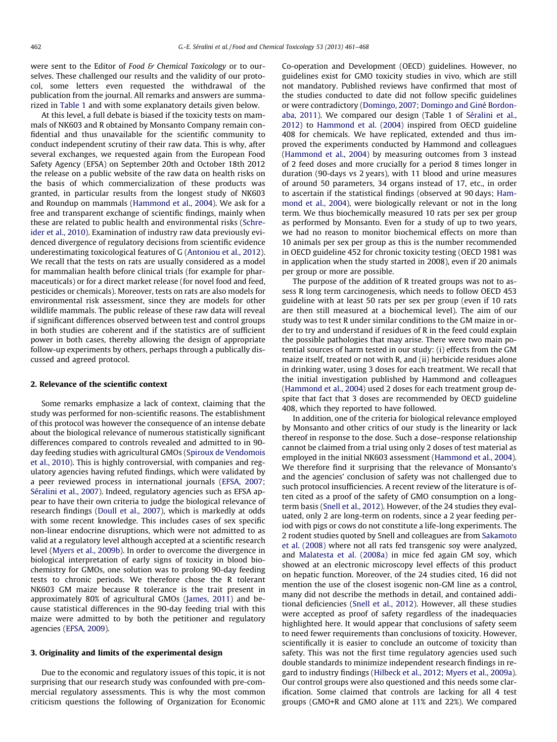were sent to the Editor of *Food & Chemical Toxicology* or to ourselves. These challenged our results and the validity of our protocol, some letters even requested the withdrawal of the publication from the journal. All remarks and answers are summarized in Table 1 and with some explanatory details given below.

At this level, a full debate is biased if the toxicity tests on mammals of NK603 and R obtained by Monsanto Company remain confidential and thus unavailable for the scientific community to conduct independent scrutiny of their raw data. This is why, after several exchanges, we requested again from the European Food Safety Agency (EFSA) on September 20th and October 18th 2012 the release on a public website of the raw data on health risks on the basis of which commercialization of these products was granted, in particular results from the longest study of NK603 and Roundup on mammals (Hammond et al., 2004). We ask for a free and transparent exchange of scientific findings, mainly when these are related to public health and environmental risks (Schreider et al., 2010). Examination of industry raw data previously evidenced divergence of regulatory decisions from scientific evidence underestimating toxicological features of G (Antoniou et al., 2012). We recall that the tests on rats are usually considered as a model for mammalian health before clinical trials (for example for pharmaceuticals) or for a direct market release (for novel food and feed, pesticides or chemicals). Moreover, tests on rats are also models for environmental risk assessment, since they are models for other wildlife mammals. The public release of these raw data will reveal if significant differences observed between test and control groups in both studies are coherent and if the statistics are of sufficient power in both cases, thereby allowing the design of appropriate follow-up experiments by others, perhaps through a publically discussed and agreed protocol.

## 2. Relevance of the scientific context

Some remarks emphasize a lack of context, claiming that the study was performed for non-scientific reasons. The establishment of this protocol was however the consequence of an intense debate about the biological relevance of numerous statistically significant differences compared to controls revealed and admitted to in 90-day feeding studies with agricultural GMOs (Spiroux de Vendomois et al., 2010). This is highly controversial, with companies and regulatory agencies having refuted findings, which were validated by a peer reviewed process in international journals (EFSA, 2007; Séralini et al., 2007). Indeed, regulatory agencies such as EFSA appear to have their own criteria to judge the biological relevance of research findings (Doull et al., 2007), which is markedly at odds with some recent knowledge. This includes cases of sex specific non-linear endocrine disruptions, which were not admitted to as valid at a regulatory level although accepted at a scientific research level (Myers et al., 2009b). In order to overcome the divergence in biological interpretation of early signs of toxicity in blood biochemistry for GMOs, one solution was to prolong 90-day feeding tests to chronic periods. We therefore chose the R tolerant NK603 GM maize because R tolerance is the trait present in approximately 80% of agricultural GMOs (James, 2011) and because statistical differences in the 90-day feeding trial with this maize were admitted to by both the petitioner and regulatory agencies (EFSA, 2009).

## 3. Originality and limits of the experimental design

Due to the economic and regulatory issues of this topic, it is not surprising that our research study was confounded with pre-commercial regulatory assessments. This is why the most common criticism questions the following of Organization for Economic Co-operation and Development (OECD) guidelines. However, no guidelines exist for GMO toxicity studies in vivo, which are still not mandatory. Published reviews have confirmed that most of the studies conducted to date did not follow specific guidelines or were contradictory (Domingo, 2007; Domingo and Giné Bordonaba, 2011). We compared our design (Table 1 of Séralini et al., 2012) to Hammond et al. (2004) inspired from OECD guideline 408 for chemicals. We have replicated, extended and thus improved the experiments conducted by Hammond and colleagues (Hammond et al., 2004) by measuring outcomes from 3 instead of 2 feed doses and more crucially for a period 8 times longer in duration (90-days vs 2 years), with 11 blood and urine measures of around 50 parameters, 34 organs instead of 17, etc., in order to ascertain if the statistical findings (observed at 90 days; Hammond et al., 2004), were biologically relevant or not in the long term. We thus biochemically measured 10 rats per sex per group as performed by Monsanto. Even for a study of up to two years, we had no reason to monitor biochemical effects on more than 10 animals per sex per group as this is the number recommended in OECD guideline 452 for chronic toxicity testing (OECD 1981 was in application when the study started in 2008), even if 20 animals per group or more are possible.

The purpose of the addition of R treated groups was not to assess R long term carcinogenesis, which needs to follow OECD 453 guideline with at least 50 rats per sex per group (even if 10 rats are then still measured at a biochemical level). The aim of our study was to test R under similar conditions to the GM maize in order to try and understand if residues of R in the feed could explain the possible pathologies that may arise. There were two main potential sources of harm tested in our study: (i) effects from the GM maize itself, treated or not with R, and (ii) herbicide residues alone in drinking water, using 3 doses for each treatment. We recall that the initial investigation published by Hammond and colleagues (Hammond et al., 2004) used 2 doses for each treatment group despite that fact that 3 doses are recommended by OECD guideline 408, which they reported to have followed.

In addition, one of the criteria for biological relevance employed by Monsanto and other critics of our study is the linearity or lack thereof in response to the dose. Such a dose–response relationship cannot be claimed from a trial using only 2 doses of test material as employed in the initial NK603 assessment (Hammond et al., 2004). We therefore find it surprising that the relevance of Monsanto's and the agencies' conclusion of safety was not challenged due to such protocol insufficiencies. A recent review of the literature is often cited as a proof of the safety of GMO consumption on a long-term basis (Snell et al., 2012). However, of the 24 studies they evaluated, only 2 are long-term on rodents, since a 2 year feeding period with pigs or cows do not constitute a life-long experiments. The 2 rodent studies quoted by Snell and colleagues are from Sakamoto et al. (2008) where not all rats fed transgenic soy were analyzed, and Malatesta et al. (2008a) in mice fed again GM soy, which showed at an electronic microscopy level effects of this product on hepatic function. Moreover, of the 24 studies cited, 16 did not mention the use of the closest isogenic non-GM line as a control, many did not describe the methods in detail, and contained additional deficiencies (Snell et al., 2012). However, all these studies were accepted as proof of safety regardless of the inadequacies highlighted here. It would appear that conclusions of safety seem to need fewer requirements than conclusions of toxicity. However, scientifically it is easier to conclude an outcome of toxicity than safety. This was not the first time regulatory agencies used such double standards to minimize independent research findings in regard to industry findings (Hilbeck et al., 2012; Myers et al., 2009a). Our control groups were also questioned and this needs some clarification. Some claimed that controls are lacking for all 4 test groups (GMO+R and GMO alone at 11% and 22%). We compared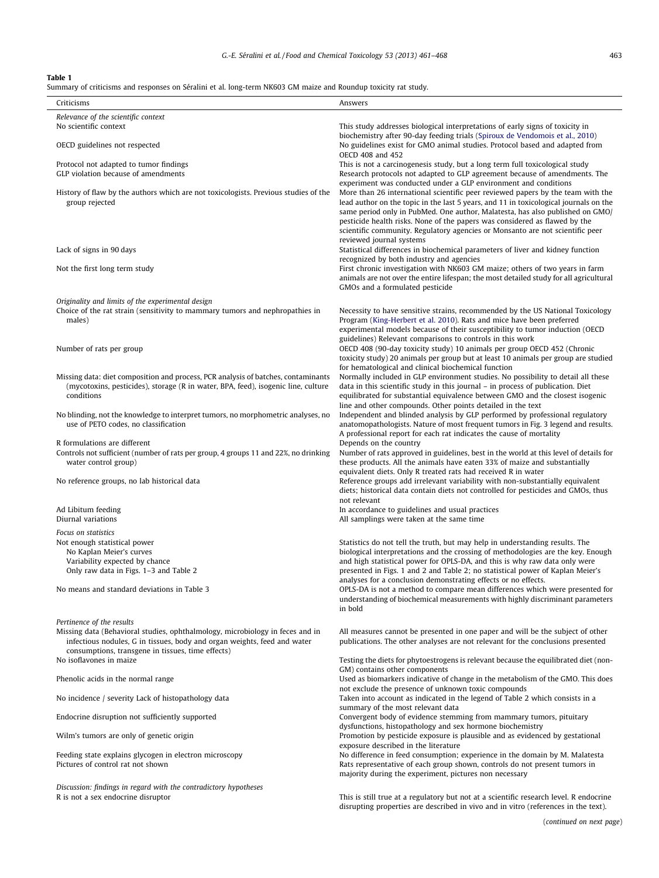**Table 1**
Summary of criticisms and responses on Séralini et al. long-term NK603 GM maize and Roundup toxicity rat study.

| Criticisms | Answers |
|---|---|
| *Relevance of the scientific context* | |
| No scientific context | This study addresses biological interpretations of early signs of toxicity in biochemistry after 90-day feeding trials (Spiroux de Vendomois et al., 2010) |
| OECD guidelines not respected | No guidelines exist for GMO animal studies. Protocol based and adapted from OECD 408 and 452 |
| Protocol not adapted to tumor findings | This is not a carcinogenesis study, but a long term full toxicological study |
| GLP violation because of amendments | Research protocols not adapted to GLP agreement because of amendments. The experiment was conducted under a GLP environment and conditions |
| History of flaw by the authors which are not toxicologists. Previous studies of the group rejected | More than 26 international scientific peer reviewed papers by the team with the lead author on the topic in the last 5 years, and 11 in toxicological journals on the same period only in PubMed. One author, Malatesta, has also published on GMO/pesticide health risks. None of the papers was considered as flawed by the scientific community. Regulatory agencies or Monsanto are not scientific peer reviewed journal systems |
| Lack of signs in 90 days | Statistical differences in biochemical parameters of liver and kidney function recognized by both industry and agencies |
| Not the first long term study | First chronic investigation with NK603 GM maize; others of two years in farm animals are not over the entire lifespan; the most detailed study for all agricultural GMOs and a formulated pesticide |
| *Originality and limits of the experimental design* | |
| Choice of the rat strain (sensitivity to mammary tumors and nephropathies in males) | Necessity to have sensitive strains, recommended by the US National Toxicology Program (King-Herbert et al. 2010). Rats and mice have been preferred experimental models because of their susceptibility to tumor induction (OECD guidelines) Relevant comparisons to controls in this work |
| Number of rats per group | OECD 408 (90-day toxicity study) 10 animals per group OECD 452 (Chronic toxicity study) 20 animals per group but at least 10 animals per group are studied for hematological and clinical biochemical function |
| Missing data: diet composition and process, PCR analysis of batches, contaminants (mycotoxins, pesticides), storage (R in water, BPA, feed), isogenic line, culture conditions | Normally included in GLP environment studies. No possibility to detail all these data in this scientific study in this journal – in process of publication. Diet equilibrated for substantial equivalence between GMO and the closest isogenic line and other compounds. Other points detailed in the text |
| No blinding, not the knowledge to interpret tumors, no morphometric analyses, no use of PETO codes, no classification | Independent and blinded analysis by GLP performed by professional regulatory anatomopathologists. Nature of most frequent tumors in Fig. 3 legend and results. A professional report for each rat indicates the cause of mortality |
| R formulations are different | Depends on the country |
| Controls not sufficient (number of rats per group, 4 groups 11 and 22%, no drinking water control group) | Number of rats approved in guidelines, best in the world at this level of details for these products. All the animals have eaten 33% of maize and substantially equivalent diets. Only R treated rats had received R in water |
| No reference groups, no lab historical data | Reference groups add irrelevant variability with non-substantially equivalent diets; historical data contain diets not controlled for pesticides and GMOs, thus not relevant |
| Ad Libitum feeding | In accordance to guidelines and usual practices |
| Diurnal variations | All samplings were taken at the same time |
| *Focus on statistics* | |
| Not enough statistical power<br>No Kaplan Meier's curves<br>Variability expected by chance<br>Only raw data in Figs. 1–3 and Table 2 | Statistics do not tell the truth, but may help in understanding results. The biological interpretations and the crossing of methodologies are the key. Enough and high statistical power for OPLS-DA, and this is why raw data only were presented in Figs. 1 and 2 and Table 2; no statistical power of Kaplan Meier's analyses for a conclusion demonstrating effects or no effects. |
| No means and standard deviations in Table 3 | OPLS-DA is not a method to compare mean differences which were presented for understanding of biochemical measurements with highly discriminant parameters in bold |
| *Pertinence of the results* | |
| Missing data (Behavioral studies, ophthalmology, microbiology in feces and in infectious nodules, G in tissues, body and organ weights, feed and water consumptions, transgene in tissues, time effects) | All measures cannot be presented in one paper and will be the subject of other publications. The other analyses are not relevant for the conclusions presented |
| No isoflavones in maize | Testing the diets for phytoestrogens is relevant because the equilibrated diet (non-GM) contains other components |
| Phenolic acids in the normal range | Used as biomarkers indicative of change in the metabolism of the GMO. This does not exclude the presence of unknown toxic compounds |
| No incidence / severity Lack of histopathology data | Taken into account as indicated in the legend of Table 2 which consists in a summary of the most relevant data |
| Endocrine disruption not sufficiently supported | Convergent body of evidence stemming from mammary tumors, pituitary dysfunctions, histopathology and sex hormone biochemistry |
| Wilm's tumors are only of genetic origin | Promotion by pesticide exposure is plausible and as evidenced by gestational exposure described in the literature |
| Feeding state explains glycogen in electron microscopy | No difference in feed consumption; experience in the domain by M. Malatesta |
| Pictures of control rat not shown | Rats representative of each group shown, controls do not present tumors in majority during the experiment, pictures non necessary |
| *Discussion: findings in regard with the contradictory hypotheses* | |
| R is not a sex endocrine disruptor | This is still true at a regulatory but not at a scientific research level. R endocrine disrupting properties are described in vivo and in vitro (references in the text). |

(continued on next page)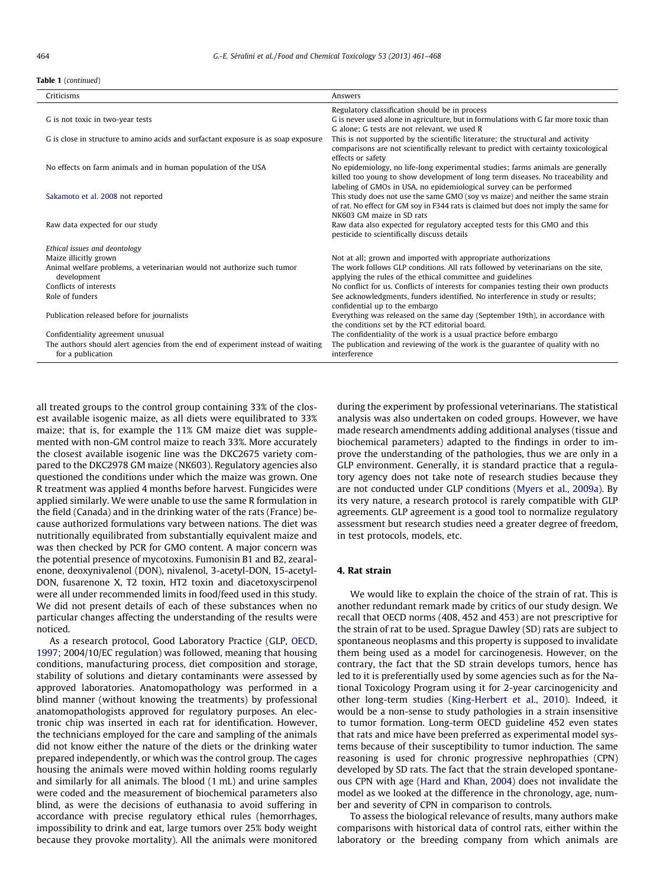**Table 1** (*continued*)

| Criticisms | Answers |
|---|---|
| | Regulatory classification should be in process |
| G is not toxic in two-year tests | G is never used alone in agriculture, but in formulations with G far more toxic than G alone; G tests are not relevant, we used R |
| G is close in structure to amino acids and surfactant exposure is as soap exposure | This is not supported by the scientific literature; the structural and activity comparisons are not scientifically relevant to predict with certainty toxicological effects or safety |
| No effects on farm animals and in human population of the USA | No epidemiology, no life-long experimental studies; farms animals are generally killed too young to show development of long term diseases. No traceability and labeling of GMOs in USA, no epidemiological survey can be performed |
| Sakamoto et al. 2008 not reported | This study does not use the same GMO (soy vs maize) and neither the same strain of rat. No effect for GM soy in F344 rats is claimed but does not imply the same for NK603 GM maize in SD rats |
| Raw data expected for our study | Raw data also expected for regulatory accepted tests for this GMO and this pesticide to scientifically discuss details |
| *Ethical issues and deontology* | |
| Maize illicitly grown | Not at all; grown and imported with appropriate authorizations |
| Animal welfare problems, a veterinarian would not authorize such tumor development | The work follows GLP conditions. All rats followed by veterinarians on the site, applying the rules of the ethical committee and guidelines |
| Conflicts of interests | No conflict for us. Conflicts of interests for companies testing their own products |
| Role of funders | See acknowledgments, funders identified. No interference in study or results; confidential up to the embargo |
| Publication released before for journalists | Everything was released on the same day (September 19th), in accordance with the conditions set by the FCT editorial board. |
| Confidentiality agreement unusual | The confidentiality of the work is a usual practice before embargo |
| The authors should alert agencies from the end of experiment instead of waiting for a publication | The publication and reviewing of the work is the guarantee of quality with no interference |

all treated groups to the control group containing 33% of the closest available isogenic maize, as all diets were equilibrated to 33% maize; that is, for example the 11% GM maize diet was supplemented with non-GM control maize to reach 33%. More accurately the closest available isogenic line was the DKC2675 variety compared to the DKC2978 GM maize (NK603). Regulatory agencies also questioned the conditions under which the maize was grown. One R treatment was applied 4 months before harvest. Fungicides were applied similarly. We were unable to use the same R formulation in the field (Canada) and in the drinking water of the rats (France) because authorized formulations vary between nations. The diet was nutritionally equilibrated from substantially equivalent maize and was then checked by PCR for GMO content. A major concern was the potential presence of mycotoxins. Fumonisin B1 and B2, zearalenone, deoxynivalenol (DON), nivalenol, 3-acetyl-DON, 15-acetyl-DON, fusarenone X, T2 toxin, HT2 toxin and diacetoxyscirpenol were all under recommended limits in food/feed used in this study. We did not present details of each of these substances when no particular changes affecting the understanding of the results were noticed.

As a research protocol, Good Laboratory Practice (GLP, OECD, 1997; 2004/10/EC regulation) was followed, meaning that housing conditions, manufacturing process, diet composition and storage, stability of solutions and dietary contaminants were assessed by approved laboratories. Anatomopathology was performed in a blind manner (without knowing the treatments) by professional anatomopathologists approved for regulatory purposes. An electronic chip was inserted in each rat for identification. However, the technicians employed for the care and sampling of the animals did not know either the nature of the diets or the drinking water prepared independently, or which was the control group. The cages housing the animals were moved within holding rooms regularly and similarly for all animals. The blood (1 mL) and urine samples were coded and the measurement of biochemical parameters also blind, as were the decisions of euthanasia to avoid suffering in accordance with precise regulatory ethical rules (hemorrhages, impossibility to drink and eat, large tumors over 25% body weight because they provoke mortality). All the animals were monitored during the experiment by professional veterinarians. The statistical analysis was also undertaken on coded groups. However, we have made research amendments adding additional analyses (tissue and biochemical parameters) adapted to the findings in order to improve the understanding of the pathologies, thus we are only in a GLP environment. Generally, it is standard practice that a regulatory agency does not take note of research studies because they are not conducted under GLP conditions (Myers et al., 2009a). By its very nature, a research protocol is rarely compatible with GLP agreements. GLP agreement is a good tool to normalize regulatory assessment but research studies need a greater degree of freedom, in test protocols, models, etc.

## 4. Rat strain

We would like to explain the choice of the strain of rat. This is another redundant remark made by critics of our study design. We recall that OECD norms (408, 452 and 453) are not prescriptive for the strain of rat to be used. Sprague Dawley (SD) rats are subject to spontaneous neoplasms and this property is supposed to invalidate them being used as a model for carcinogenesis. However, on the contrary, the fact that the SD strain develops tumors, hence has led to it is preferentially used by some agencies such as for the National Toxicology Program using it for 2-year carcinogenicity and other long-term studies (King-Herbert et al., 2010). Indeed, it would be a non-sense to study pathologies in a strain insensitive to tumor formation. Long-term OECD guideline 452 even states that rats and mice have been preferred as experimental model systems because of their susceptibility to tumor induction. The same reasoning is used for chronic progressive nephropathies (CPN) developed by SD rats. The fact that the strain developed spontaneous CPN with age (Hard and Khan, 2004) does not invalidate the model as we looked at the difference in the chronology, age, number and severity of CPN in comparison to controls.

To assess the biological relevance of results, many authors make comparisons with historical data of control rats, either within the laboratory or the breeding company from which animals are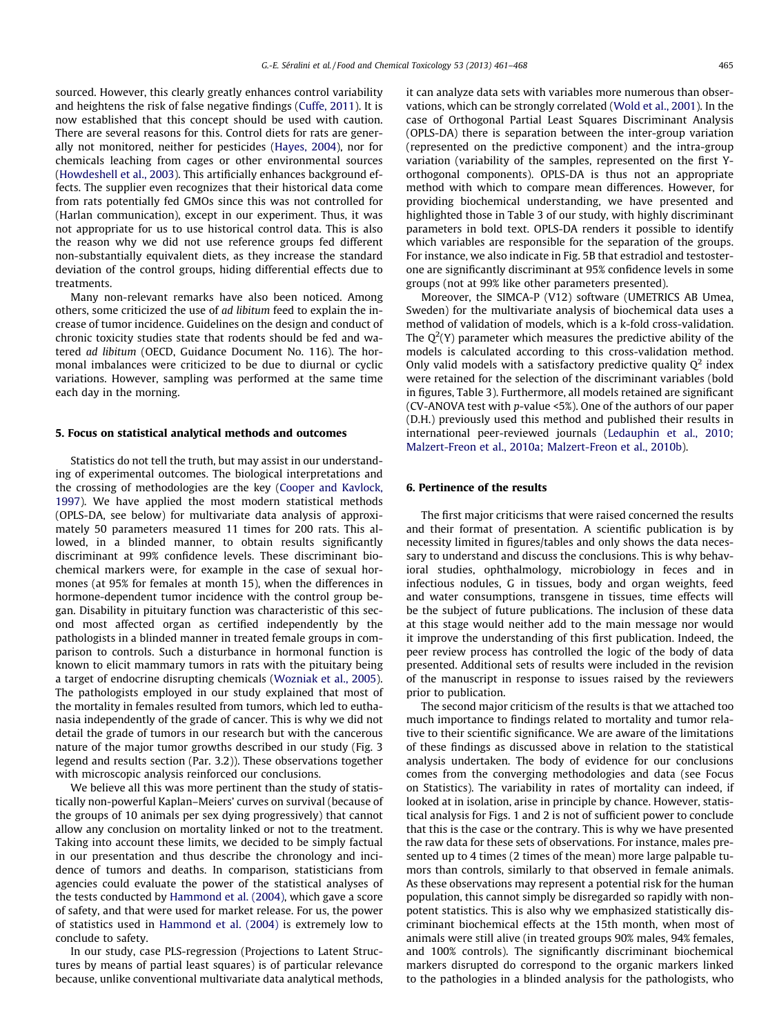sourced. However, this clearly greatly enhances control variability and heightens the risk of false negative findings (Cuffe, 2011). It is now established that this concept should be used with caution. There are several reasons for this. Control diets for rats are generally not monitored, neither for pesticides (Hayes, 2004), nor for chemicals leaching from cages or other environmental sources (Howdeshell et al., 2003). This artificially enhances background effects. The supplier even recognizes that their historical data come from rats potentially fed GMOs since this was not controlled for (Harlan communication), except in our experiment. Thus, it was not appropriate for us to use historical control data. This is also the reason why we did not use reference groups fed different non-substantially equivalent diets, as they increase the standard deviation of the control groups, hiding differential effects due to treatments.

Many non-relevant remarks have also been noticed. Among others, some criticized the use of *ad libitum* feed to explain the increase of tumor incidence. Guidelines on the design and conduct of chronic toxicity studies state that rodents should be fed and watered *ad libitum* (OECD, Guidance Document No. 116). The hormonal imbalances were criticized to be due to diurnal or cyclic variations. However, sampling was performed at the same time each day in the morning.

## 5. Focus on statistical analytical methods and outcomes

Statistics do not tell the truth, but may assist in our understanding of experimental outcomes. The biological interpretations and the crossing of methodologies are the key (Cooper and Kavlock, 1997). We have applied the most modern statistical methods (OPLS-DA, see below) for multivariate data analysis of approximately 50 parameters measured 11 times for 200 rats. This allowed, in a blinded manner, to obtain results significantly discriminant at 99% confidence levels. These discriminant biochemical markers were, for example in the case of sexual hormones (at 95% for females at month 15), when the differences in hormone-dependent tumor incidence with the control group began. Disability in pituitary function was characteristic of this second most affected organ as certified independently by the pathologists in a blinded manner in treated female groups in comparison to controls. Such a disturbance in hormonal function is known to elicit mammary tumors in rats with the pituitary being a target of endocrine disrupting chemicals (Wozniak et al., 2005). The pathologists employed in our study explained that most of the mortality in females resulted from tumors, which led to euthanasia independently of the grade of cancer. This is why we did not detail the grade of tumors in our research but with the cancerous nature of the major tumor growths described in our study (Fig. 3 legend and results section (Par. 3.2)). These observations together with microscopic analysis reinforced our conclusions.

We believe all this was more pertinent than the study of statistically non-powerful Kaplan–Meiers' curves on survival (because of the groups of 10 animals per sex dying progressively) that cannot allow any conclusion on mortality linked or not to the treatment. Taking into account these limits, we decided to be simply factual in our presentation and thus describe the chronology and incidence of tumors and deaths. In comparison, statisticians from agencies could evaluate the power of the statistical analyses of the tests conducted by Hammond et al. (2004), which gave a score of safety, and that were used for market release. For us, the power of statistics used in Hammond et al. (2004) is extremely low to conclude to safety.

In our study, case PLS-regression (Projections to Latent Structures by means of partial least squares) is of particular relevance because, unlike conventional multivariate data analytical methods, it can analyze data sets with variables more numerous than observations, which can be strongly correlated (Wold et al., 2001). In the case of Orthogonal Partial Least Squares Discriminant Analysis (OPLS-DA) there is separation between the inter-group variation (represented on the predictive component) and the intra-group variation (variability of the samples, represented on the first Y-orthogonal components). OPLS-DA is thus not an appropriate method with which to compare mean differences. However, for providing biochemical understanding, we have presented and highlighted those in Table 3 of our study, with highly discriminant parameters in bold text. OPLS-DA renders it possible to identify which variables are responsible for the separation of the groups. For instance, we also indicate in Fig. 5B that estradiol and testosterone are significantly discriminant at 95% confidence levels in some groups (not at 99% like other parameters presented).

Moreover, the SIMCA-P (V12) software (UMETRICS AB Umea, Sweden) for the multivariate analysis of biochemical data uses a method of validation of models, which is a k-fold cross-validation. The $Q^2(Y)$ parameter which measures the predictive ability of the models is calculated according to this cross-validation method. Only valid models with a satisfactory predictive quality $Q^2$ index were retained for the selection of the discriminant variables (bold in figures, Table 3). Furthermore, all models retained are significant (CV-ANOVA test with *p*-value <5%). One of the authors of our paper (D.H.) previously used this method and published their results in international peer-reviewed journals (Ledauphin et al., 2010; Malzert-Freon et al., 2010a; Malzert-Freon et al., 2010b).

## 6. Pertinence of the results

The first major criticisms that were raised concerned the results and their format of presentation. A scientific publication is by necessity limited in figures/tables and only shows the data necessary to understand and discuss the conclusions. This is why behavioral studies, ophthalmology, microbiology in feces and in infectious nodules, G in tissues, body and organ weights, feed and water consumptions, transgene in tissues, time effects will be the subject of future publications. The inclusion of these data at this stage would neither add to the main message nor would it improve the understanding of this first publication. Indeed, the peer review process has controlled the logic of the body of data presented. Additional sets of results were included in the revision of the manuscript in response to issues raised by the reviewers prior to publication.

The second major criticism of the results is that we attached too much importance to findings related to mortality and tumor relative to their scientific significance. We are aware of the limitations of these findings as discussed above in relation to the statistical analysis undertaken. The body of evidence for our conclusions comes from the converging methodologies and data (see Focus on Statistics). The variability in rates of mortality can indeed, if looked at in isolation, arise in principle by chance. However, statistical analysis for Figs. 1 and 2 is not of sufficient power to conclude that this is the case or the contrary. This is why we have presented the raw data for these sets of observations. For instance, males presented up to 4 times (2 times of the mean) more large palpable tumors than controls, similarly to that observed in female animals. As these observations may represent a potential risk for the human population, this cannot simply be disregarded so rapidly with non-potent statistics. This is also why we emphasized statistically discriminant biochemical effects at the 15th month, when most of animals were still alive (in treated groups 90% males, 94% females, and 100% controls). The significantly discriminant biochemical markers disrupted do correspond to the organic markers linked to the pathologies in a blinded analysis for the pathologists, who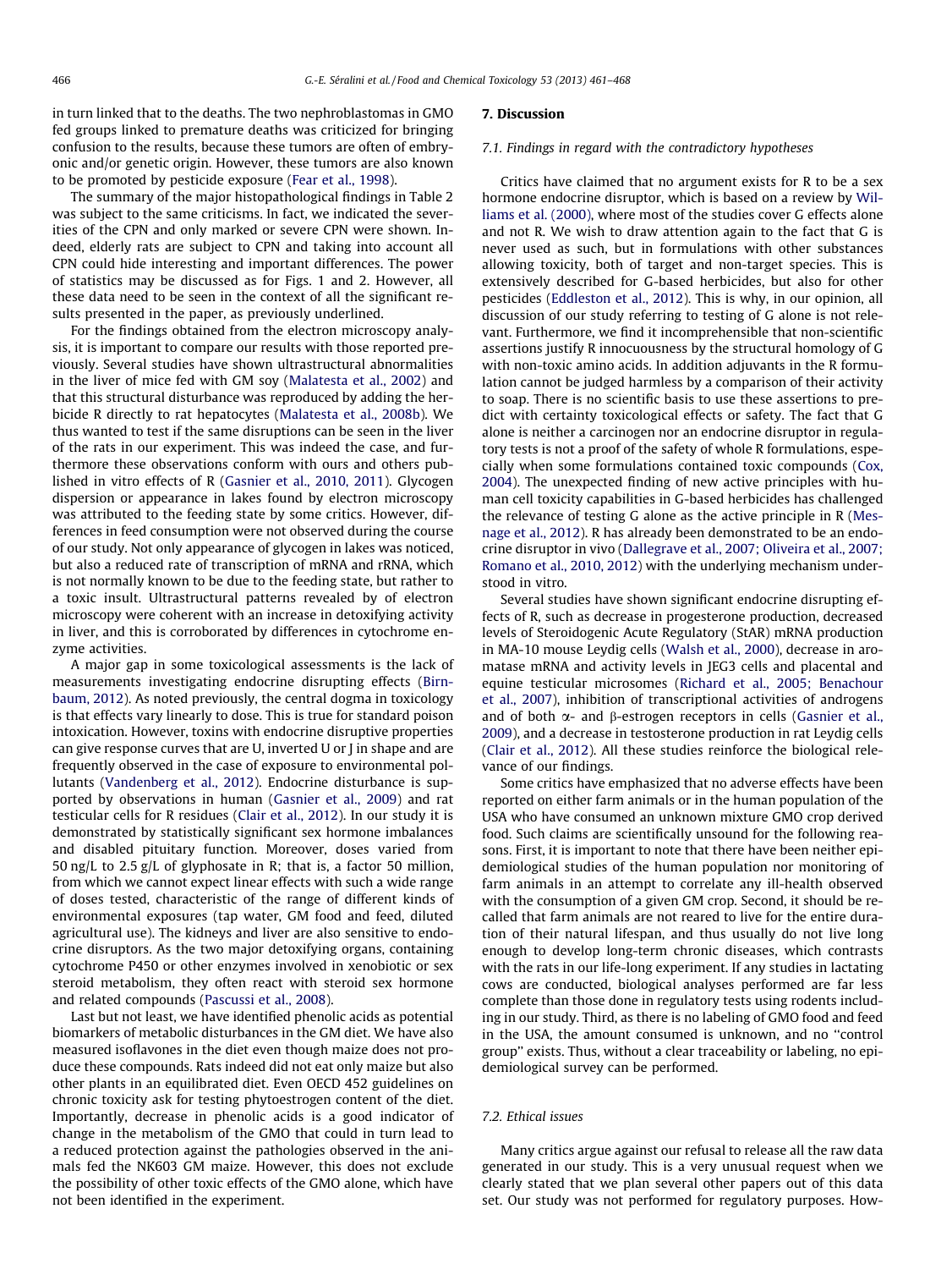in turn linked that to the deaths. The two nephroblastomas in GMO fed groups linked to premature deaths was criticized for bringing confusion to the results, because these tumors are often of embryonic and/or genetic origin. However, these tumors are also known to be promoted by pesticide exposure (Fear et al., 1998).

The summary of the major histopathological findings in Table 2 was subject to the same criticisms. In fact, we indicated the severities of the CPN and only marked or severe CPN were shown. Indeed, elderly rats are subject to CPN and taking into account all CPN could hide interesting and important differences. The power of statistics may be discussed as for Figs. 1 and 2. However, all these data need to be seen in the context of all the significant results presented in the paper, as previously underlined.

For the findings obtained from the electron microscopy analysis, it is important to compare our results with those reported previously. Several studies have shown ultrastructural abnormalities in the liver of mice fed with GM soy (Malatesta et al., 2002) and that this structural disturbance was reproduced by adding the herbicide R directly to rat hepatocytes (Malatesta et al., 2008b). We thus wanted to test if the same disruptions can be seen in the liver of the rats in our experiment. This was indeed the case, and furthermore these observations conform with ours and others published in vitro effects of R (Gasnier et al., 2010, 2011). Glycogen dispersion or appearance in lakes found by electron microscopy was attributed to the feeding state by some critics. However, differences in feed consumption were not observed during the course of our study. Not only appearance of glycogen in lakes was noticed, but also a reduced rate of transcription of mRNA and rRNA, which is not normally known to be due to the feeding state, but rather to a toxic insult. Ultrastructural patterns revealed by of electron microscopy were coherent with an increase in detoxifying activity in liver, and this is corroborated by differences in cytochrome enzyme activities.

A major gap in some toxicological assessments is the lack of measurements investigating endocrine disrupting effects (Birnbaum, 2012). As noted previously, the central dogma in toxicology is that effects vary linearly to dose. This is true for standard poison intoxication. However, toxins with endocrine disruptive properties can give response curves that are U, inverted U or J in shape and are frequently observed in the case of exposure to environmental pollutants (Vandenberg et al., 2012). Endocrine disturbance is supported by observations in human (Gasnier et al., 2009) and rat testicular cells for R residues (Clair et al., 2012). In our study it is demonstrated by statistically significant sex hormone imbalances and disabled pituitary function. Moreover, doses varied from 50 ng/L to 2.5 g/L of glyphosate in R; that is, a factor 50 million, from which we cannot expect linear effects with such a wide range of doses tested, characteristic of the range of different kinds of environmental exposures (tap water, GM food and feed, diluted agricultural use). The kidneys and liver are also sensitive to endocrine disruptors. As the two major detoxifying organs, containing cytochrome P450 or other enzymes involved in xenobiotic or sex steroid metabolism, they often react with steroid sex hormone and related compounds (Pascussi et al., 2008).

Last but not least, we have identified phenolic acids as potential biomarkers of metabolic disturbances in the GM diet. We have also measured isoflavones in the diet even though maize does not produce these compounds. Rats indeed did not eat only maize but also other plants in an equilibrated diet. Even OECD 452 guidelines on chronic toxicity ask for testing phytoestrogen content of the diet. Importantly, decrease in phenolic acids is a good indicator of change in the metabolism of the GMO that could in turn lead to a reduced protection against the pathologies observed in the animals fed the NK603 GM maize. However, this does not exclude the possibility of other toxic effects of the GMO alone, which have not been identified in the experiment.

## 7. Discussion

### 7.1. Findings in regard with the contradictory hypotheses

Critics have claimed that no argument exists for R to be a sex hormone endocrine disruptor, which is based on a review by Williams et al. (2000), where most of the studies cover G effects alone and not R. We wish to draw attention again to the fact that G is never used as such, but in formulations with other substances allowing toxicity, both of target and non-target species. This is extensively described for G-based herbicides, but also for other pesticides (Eddleston et al., 2012). This is why, in our opinion, all discussion of our study referring to testing of G alone is not relevant. Furthermore, we find it incomprehensible that non-scientific assertions justify R innocuousness by the structural homology of G with non-toxic amino acids. In addition adjuvants in the R formulation cannot be judged harmless by a comparison of their activity to soap. There is no scientific basis to use these assertions to predict with certainty toxicological effects or safety. The fact that G alone is neither a carcinogen nor an endocrine disruptor in regulatory tests is not a proof of the safety of whole R formulations, especially when some formulations contained toxic compounds (Cox, 2004). The unexpected finding of new active principles with human cell toxicity capabilities in G-based herbicides has challenged the relevance of testing G alone as the active principle in R (Mesnage et al., 2012). R has already been demonstrated to be an endocrine disruptor in vivo (Dallegrave et al., 2007; Oliveira et al., 2007; Romano et al., 2010, 2012) with the underlying mechanism understood in vitro.

Several studies have shown significant endocrine disrupting effects of R, such as decrease in progesterone production, decreased levels of Steroidogenic Acute Regulatory (StAR) mRNA production in MA-10 mouse Leydig cells (Walsh et al., 2000), decrease in aromatase mRNA and activity levels in JEG3 cells and placental and equine testicular microsomes (Richard et al., 2005; Benachour et al., 2007), inhibition of transcriptional activities of androgens and of both $\alpha$- and $\beta$-estrogen receptors in cells (Gasnier et al., 2009), and a decrease in testosterone production in rat Leydig cells (Clair et al., 2012). All these studies reinforce the biological relevance of our findings.

Some critics have emphasized that no adverse effects have been reported on either farm animals or in the human population of the USA who have consumed an unknown mixture GMO crop derived food. Such claims are scientifically unsound for the following reasons. First, it is important to note that there have been neither epidemiological studies of the human population nor monitoring of farm animals in an attempt to correlate any ill-health observed with the consumption of a given GM crop. Second, it should be recalled that farm animals are not reared to live for the entire duration of their natural lifespan, and thus usually do not live long enough to develop long-term chronic diseases, which contrasts with the rats in our life-long experiment. If any studies in lactating cows are conducted, biological analyses performed are far less complete than those done in regulatory tests using rodents including in our study. Third, as there is no labeling of GMO food and feed in the USA, the amount consumed is unknown, and no "control group" exists. Thus, without a clear traceability or labeling, no epidemiological survey can be performed.

### 7.2. Ethical issues

Many critics argue against our refusal to release all the raw data generated in our study. This is a very unusual request when we clearly stated that we plan several other papers out of this data set. Our study was not performed for regulatory purposes. How-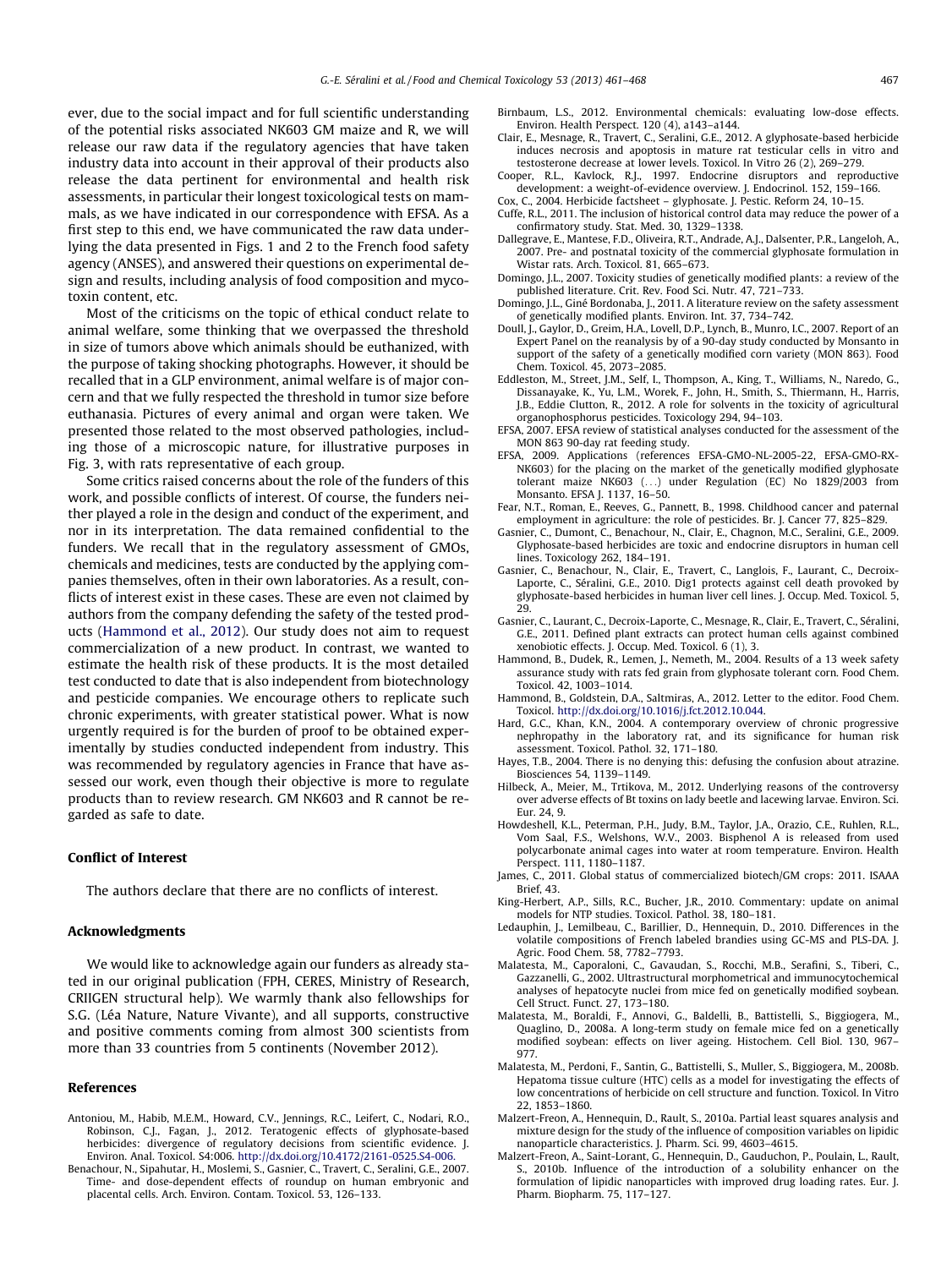ever, due to the social impact and for full scientific understanding of the potential risks associated NK603 GM maize and R, we will release our raw data if the regulatory agencies that have taken industry data into account in their approval of their products also release the data pertinent for environmental and health risk assessments, in particular their longest toxicological tests on mammals, as we have indicated in our correspondence with EFSA. As a first step to this end, we have communicated the raw data underlying the data presented in Figs. 1 and 2 to the French food safety agency (ANSES), and answered their questions on experimental design and results, including analysis of food composition and mycotoxin content, etc.

Most of the criticisms on the topic of ethical conduct relate to animal welfare, some thinking that we overpassed the threshold in size of tumors above which animals should be euthanized, with the purpose of taking shocking photographs. However, it should be recalled that in a GLP environment, animal welfare is of major concern and that we fully respected the threshold in tumor size before euthanasia. Pictures of every animal and organ were taken. We presented those related to the most observed pathologies, including those of a microscopic nature, for illustrative purposes in Fig. 3, with rats representative of each group.

Some critics raised concerns about the role of the funders of this work, and possible conflicts of interest. Of course, the funders neither played a role in the design and conduct of the experiment, and nor in its interpretation. The data remained confidential to the funders. We recall that in the regulatory assessment of GMOs, chemicals and medicines, tests are conducted by the applying companies themselves, often in their own laboratories. As a result, conflicts of interest exist in these cases. These are even not claimed by authors from the company defending the safety of the tested products (Hammond et al., 2012). Our study does not aim to request commercialization of a new product. In contrast, we wanted to estimate the health risk of these products. It is the most detailed test conducted to date that is also independent from biotechnology and pesticide companies. We encourage others to replicate such chronic experiments, with greater statistical power. What is now urgently required is for the burden of proof to be obtained experimentally by studies conducted independent from industry. This was recommended by regulatory agencies in France that have assessed our work, even though their objective is more to regulate products than to review research. GM NK603 and R cannot be regarded as safe to date.

## Conflict of Interest

The authors declare that there are no conflicts of interest.

## Acknowledgments

We would like to acknowledge again our funders as already stated in our original publication (FPH, CERES, Ministry of Research, CRIIGEN structural help). We warmly thank also fellowships for S.G. (Léa Nature, Nature Vivante), and all supports, constructive and positive comments coming from almost 300 scientists from more than 33 countries from 5 continents (November 2012).

## References

Antoniou, M., Habib, M.E.M., Howard, C.V., Jennings, R.C., Leifert, C., Nodari, R.O., Robinson, C.J., Fagan, J., 2012. Teratogenic effects of glyphosate-based herbicides: divergence of regulatory decisions from scientific evidence. J. Environ. Anal. Toxicol. S4:006. http://dx.doi.org/10.4172/2161-0525.S4-006.

Benachour, N., Sipahutar, H., Moslemi, S., Gasnier, C., Travert, C., Seralini, G.E., 2007. Time- and dose-dependent effects of roundup on human embryonic and placental cells. Arch. Environ. Contam. Toxicol. 53, 126–133.

Birnbaum, L.S., 2012. Environmental chemicals: evaluating low-dose effects. Environ. Health Perspect. 120 (4), a143–a144.

Clair, E., Mesnage, R., Travert, C., Seralini, G.E., 2012. A glyphosate-based herbicide induces necrosis and apoptosis in mature rat testicular cells in vitro and testosterone decrease at lower levels. Toxicol. In Vitro 26 (2), 269–279.

Cooper, R.L., Kavlock, R.J., 1997. Endocrine disruptors and reproductive development: a weight-of-evidence overview. J. Endocrinol. 152, 159–166.

Cox, C., 2004. Herbicide factsheet – glyphosate. J. Pestic. Reform 24, 10–15.

Cuffe, R.L., 2011. The inclusion of historical control data may reduce the power of a confirmatory study. Stat. Med. 30, 1329–1338.

Dallegrave, E., Mantese, F.D., Oliveira, R.T., Andrade, A.J., Dalsenter, P.R., Langeloh, A., 2007. Pre- and postnatal toxicity of the commercial glyphosate formulation in Wistar rats. Arch. Toxicol. 81, 665–673.

Domingo, J.L., 2007. Toxicity studies of genetically modified plants: a review of the published literature. Crit. Rev. Food Sci. Nutr. 47, 721–733.

Domingo, J.L., Giné Bordonaba, J., 2011. A literature review on the safety assessment of genetically modified plants. Environ. Int. 37, 734–742.

Doull, J., Gaylor, D., Greim, H.A., Lovell, D.P., Lynch, B., Munro, I.C., 2007. Report of an Expert Panel on the reanalysis by of a 90-day study conducted by Monsanto in support of the safety of a genetically modified corn variety (MON 863). Food Chem. Toxicol. 45, 2073–2085.

Eddleston, M., Street, J.M., Self, I., Thompson, A., King, T., Williams, N., Naredo, G., Dissanayake, K., Yu, L.M., Worek, F., John, H., Smith, S., Thiermann, H., Harris, J.B., Eddie Clutton, R., 2012. A role for solvents in the toxicity of agricultural organophosphorus pesticides. Toxicology 294, 94–103.

EFSA, 2007. EFSA review of statistical analyses conducted for the assessment of the MON 863 90-day rat feeding study.

EFSA, 2009. Applications (references EFSA-GMO-NL-2005-22, EFSA-GMO-RX-NK603) for the placing on the market of the genetically modified glyphosate tolerant maize NK603 (…) under Regulation (EC) No 1829/2003 from Monsanto. EFSA J. 1137, 16–50.

Fear, N.T., Roman, E., Reeves, G., Pannett, B., 1998. Childhood cancer and paternal employment in agriculture: the role of pesticides. Br. J. Cancer 77, 825–829.

Gasnier, C., Dumont, C., Benachour, N., Clair, E., Chagnon, M.C., Seralini, G.E., 2009. Glyphosate-based herbicides are toxic and endocrine disruptors in human cell lines. Toxicology 262, 184–191.

Gasnier, C., Benachour, N., Clair, E., Travert, C., Langlois, F., Laurant, C., Decroix-Laporte, C., Séralini, G.E., 2010. Dig1 protects against cell death provoked by glyphosate-based herbicides in human liver cell lines. J. Occup. Med. Toxicol. 5, 29.

Gasnier, C., Laurant, C., Decroix-Laporte, C., Mesnage, R., Clair, E., Travert, C., Séralini, G.E., 2011. Defined plant extracts can protect human cells against combined xenobiotic effects. J. Occup. Med. Toxicol. 6 (1), 3.

Hammond, B., Dudek, R., Lemen, J., Nemeth, M., 2004. Results of a 13 week safety assurance study with rats fed grain from glyphosate tolerant corn. Food Chem. Toxicol. 42, 1003–1014.

Hammond, B., Goldstein, D.A., Saltmiras, A., 2012. Letter to the editor. Food Chem. Toxicol. http://dx.doi.org/10.1016/j.fct.2012.10.044.

Hard, G.C., Khan, K.N., 2004. A contemporary overview of chronic progressive nephropathy in the laboratory rat, and its significance for human risk assessment. Toxicol. Pathol. 32, 171–180.

Hayes, T.B., 2004. There is no denying this: defusing the confusion about atrazine. Biosciences 54, 1139–1149.

Hilbeck, A., Meier, M., Trtikova, M., 2012. Underlying reasons of the controversy over adverse effects of Bt toxins on lady beetle and lacewing larvae. Environ. Sci. Eur. 24, 9.

Howdeshell, K.L., Peterman, P.H., Judy, B.M., Taylor, J.A., Orazio, C.E., Ruhlen, R.L., Vom Saal, F.S., Welshons, W.V., 2003. Bisphenol A is released from used polycarbonate animal cages into water at room temperature. Environ. Health Perspect. 111, 1180–1187.

James, C., 2011. Global status of commercialized biotech/GM crops: 2011. ISAAA Brief, 43.

King-Herbert, A.P., Sills, R.C., Bucher, J.R., 2010. Commentary: update on animal models for NTP studies. Toxicol. Pathol. 38, 180–181.

Ledauphin, J., Lemilbeau, C., Barillier, D., Hennequin, D., 2010. Differences in the volatile compositions of French labeled brandies using GC-MS and PLS-DA. J. Agric. Food Chem. 58, 7782–7793.

Malatesta, M., Caporaloni, C., Gavaudan, S., Rocchi, M.B., Serafini, S., Tiberi, C., Gazzanelli, G., 2002. Ultrastructural morphometrical and immunocytochemical analyses of hepatocyte nuclei from mice fed on genetically modified soybean. Cell Struct. Funct. 27, 173–180.

Malatesta, M., Boraldi, F., Annovi, G., Baldelli, B., Battistelli, S., Biggiogera, M., Quaglino, D., 2008a. A long-term study on female mice fed on a genetically modified soybean: effects on liver ageing. Histochem. Cell Biol. 130, 967–977.

Malatesta, M., Perdoni, F., Santin, G., Battistelli, S., Muller, S., Biggiogera, M., 2008b. Hepatoma tissue culture (HTC) cells as a model for investigating the effects of low concentrations of herbicide on cell structure and function. Toxicol. In Vitro 22, 1853–1860.

Malzert-Freon, A., Hennequin, D., Rault, S., 2010a. Partial least squares analysis and mixture design for the study of the influence of composition variables on lipidic nanoparticle characteristics. J. Pharm. Sci. 99, 4603–4615.

Malzert-Freon, A., Saint-Lorant, G., Hennequin, D., Gauduchon, P., Poulain, L., Rault, S., 2010b. Influence of the introduction of a solubility enhancer on the formulation of lipidic nanoparticles with improved drug loading rates. Eur. J. Pharm. Biopharm. 75, 117–127.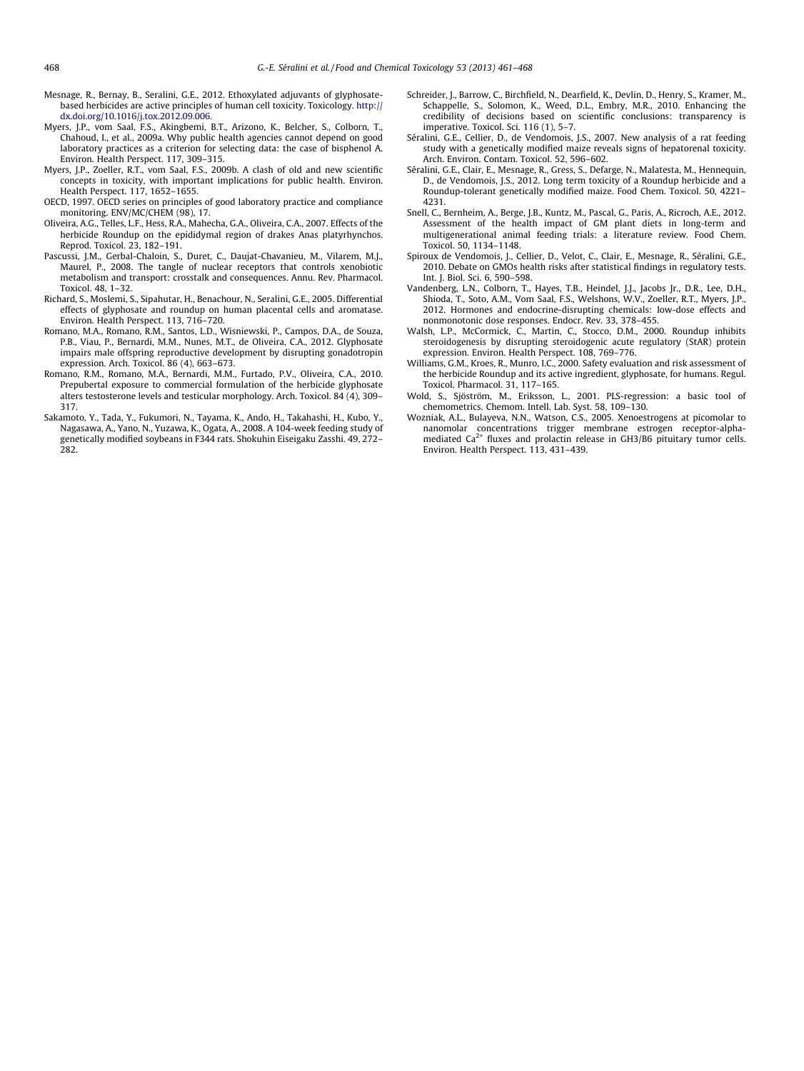Mesnage, R., Bernay, B., Seralini, G.E., 2012. Ethoxylated adjuvants of glyphosate-based herbicides are active principles of human cell toxicity. Toxicology. http://dx.doi.org/10.1016/j.tox.2012.09.006.

Myers, J.P., vom Saal, F.S., Akingbemi, B.T., Arizono, K., Belcher, S., Colborn, T., Chahoud, I., et al., 2009a. Why public health agencies cannot depend on good laboratory practices as a criterion for selecting data: the case of bisphenol A. Environ. Health Perspect. 117, 309–315.

Myers, J.P., Zoeller, R.T., vom Saal, F.S., 2009b. A clash of old and new scientific concepts in toxicity, with important implications for public health. Environ. Health Perspect. 117, 1652–1655.

OECD, 1997. OECD series on principles of good laboratory practice and compliance monitoring. ENV/MC/CHEM (98), 17.

Oliveira, A.G., Telles, L.F., Hess, R.A., Mahecha, G.A., Oliveira, C.A., 2007. Effects of the herbicide Roundup on the epididymal region of drakes Anas platyrhynchos. Reprod. Toxicol. 23, 182–191.

Pascussi, J.M., Gerbal-Chaloin, S., Duret, C., Daujat-Chavanieu, M., Vilarem, M.J., Maurel, P., 2008. The tangle of nuclear receptors that controls xenobiotic metabolism and transport: crosstalk and consequences. Annu. Rev. Pharmacol. Toxicol. 48, 1–32.

Richard, S., Moslemi, S., Sipahutar, H., Benachour, N., Seralini, G.E., 2005. Differential effects of glyphosate and roundup on human placental cells and aromatase. Environ. Health Perspect. 113, 716–720.

Romano, M.A., Romano, R.M., Santos, L.D., Wisniewski, P., Campos, D.A., de Souza, P.B., Viau, P., Bernardi, M.M., Nunes, M.T., de Oliveira, C.A., 2012. Glyphosate impairs male offspring reproductive development by disrupting gonadotropin expression. Arch. Toxicol. 86 (4), 663–673.

Romano, R.M., Romano, M.A., Bernardi, M.M., Furtado, P.V., Oliveira, C.A., 2010. Prepubertal exposure to commercial formulation of the herbicide glyphosate alters testosterone levels and testicular morphology. Arch. Toxicol. 84 (4), 309–317.

Sakamoto, Y., Tada, Y., Fukumori, N., Tayama, K., Ando, H., Takahashi, H., Kubo, Y., Nagasawa, A., Yano, N., Yuzawa, K., Ogata, A., 2008. A 104-week feeding study of genetically modified soybeans in F344 rats. Shokuhin Eiseigaku Zasshi. 49, 272–282.

Schreider, J., Barrow, C., Birchfield, N., Dearfield, K., Devlin, D., Henry, S., Kramer, M., Schappelle, S., Solomon, K., Weed, D.L., Embry, M.R., 2010. Enhancing the credibility of decisions based on scientific conclusions: transparency is imperative. Toxicol. Sci. 116 (1), 5–7.

Séralini, G.E., Cellier, D., de Vendomois, J.S., 2007. New analysis of a rat feeding study with a genetically modified maize reveals signs of hepatorenal toxicity. Arch. Environ. Contam. Toxicol. 52, 596–602.

Séralini, G.E., Clair, E., Mesnage, R., Gress, S., Defarge, N., Malatesta, M., Hennequin, D., de Vendomois, J.S., 2012. Long term toxicity of a Roundup herbicide and a Roundup-tolerant genetically modified maize. Food Chem. Toxicol. 50, 4221–4231.

Snell, C., Bernheim, A., Berge, J.B., Kuntz, M., Pascal, G., Paris, A., Ricroch, A.E., 2012. Assessment of the health impact of GM plant diets in long-term and multigenerational animal feeding trials: a literature review. Food Chem. Toxicol. 50, 1134–1148.

Spiroux de Vendomois, J., Cellier, D., Velot, C., Clair, E., Mesnage, R., Séralini, G.E., 2010. Debate on GMOs health risks after statistical findings in regulatory tests. Int. J. Biol. Sci. 6, 590–598.

Vandenberg, L.N., Colborn, T., Hayes, T.B., Heindel, J.J., Jacobs Jr., D.R., Lee, D.H., Shioda, T., Soto, A.M., Vom Saal, F.S., Welshons, W.V., Zoeller, R.T., Myers, J.P., 2012. Hormones and endocrine-disrupting chemicals: low-dose effects and nonmonotonic dose responses. Endocr. Rev. 33, 378–455.

Walsh, L.P., McCormick, C., Martin, C., Stocco, D.M., 2000. Roundup inhibits steroidogenesis by disrupting steroidogenic acute regulatory (StAR) protein expression. Environ. Health Perspect. 108, 769–776.

Williams, G.M., Kroes, R., Munro, I.C., 2000. Safety evaluation and risk assessment of the herbicide Roundup and its active ingredient, glyphosate, for humans. Regul. Toxicol. Pharmacol. 31, 117–165.

Wold, S., Sjöström, M., Eriksson, L., 2001. PLS-regression: a basic tool of chemometrics. Chemom. Intell. Lab. Syst. 58, 109–130.

Wozniak, A.L., Bulayeva, N.N., Watson, C.S., 2005. Xenoestrogens at picomolar to nanomolar concentrations trigger membrane estrogen receptor-alpha-mediated $Ca^{2+}$ fluxes and prolactin release in GH3/B6 pituitary tumor cells. Environ. Health Perspect. 113, 431–439.